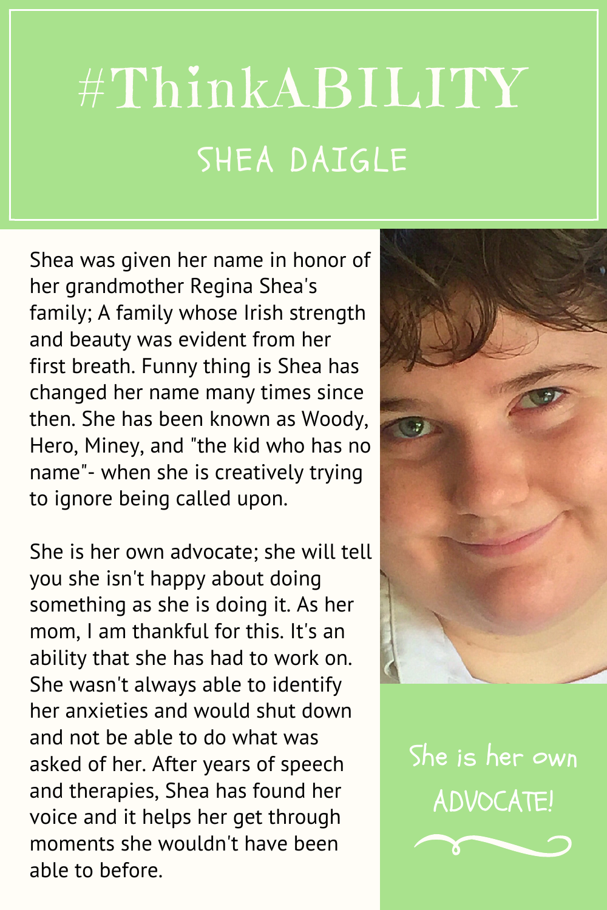# #ThinkABILITY

## SHEA DAIGLE

Shea was given her name in honor of her grandmother Regina Shea's family; A family whose Irish strength and beauty was evident from her first breath. Funny thing is Shea has changed her name many times since then. She has been known as Woody, Hero, Miney, and "the kid who has no name"- when she is creatively trying to ignore being called upon.

She is her own advocate; she will tell you she isn't happy about doing something as she is doing it. As her mom, I am thankful for this. It's an ability that she has had to work on. She wasn't always able to identify her anxieties and would shut down and not be able to do what was asked of her. After years of speech and therapies, Shea has found her voice and it helps her get through moments she wouldn't have been able to before.

She is her own ADVOCATE!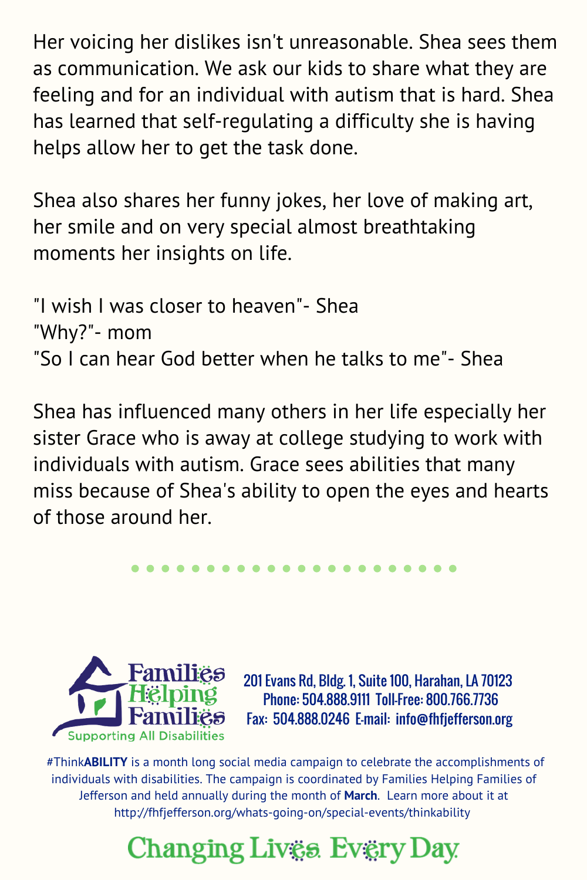Her voicing her dislikes isn't unreasonable. Shea sees them as communication. We ask our kids to share what they are feeling and for an individual with autism that is hard. Shea has learned that self-regulating a difficulty she is having helps allow her to get the task done.

Shea also shares her funny jokes, her love of making art, her smile and on very special almost breathtaking moments her insights on life.

"I wish I was closer to heaven"- Shea
"Why?"- mom
"So I can hear God better when he talks to me"- Shea

Shea has influenced many others in her life especially her sister Grace who is away at college studying to work with individuals with autism. Grace sees abilities that many miss because of Shea's ability to open the eyes and hearts of those around her.

Families Helping Families
Supporting All Disabilities

201 Evans Rd, Bldg. 1, Suite 100, Harahan, LA 70123
Phone: 504.888.9111 Toll-Free: 800.766.7736
Fax: 504.888.0246 E-mail: info@fhfjefferson.org

#Think**ABILITY** is a month long social media campaign to celebrate the accomplishments of individuals with disabilities. The campaign is coordinated by Families Helping Families of Jefferson and held annually during the month of **March**. Learn more about it at http://fhfjefferson.org/whats-going-on/special-events/thinkability

Changing Lives. Every Day.